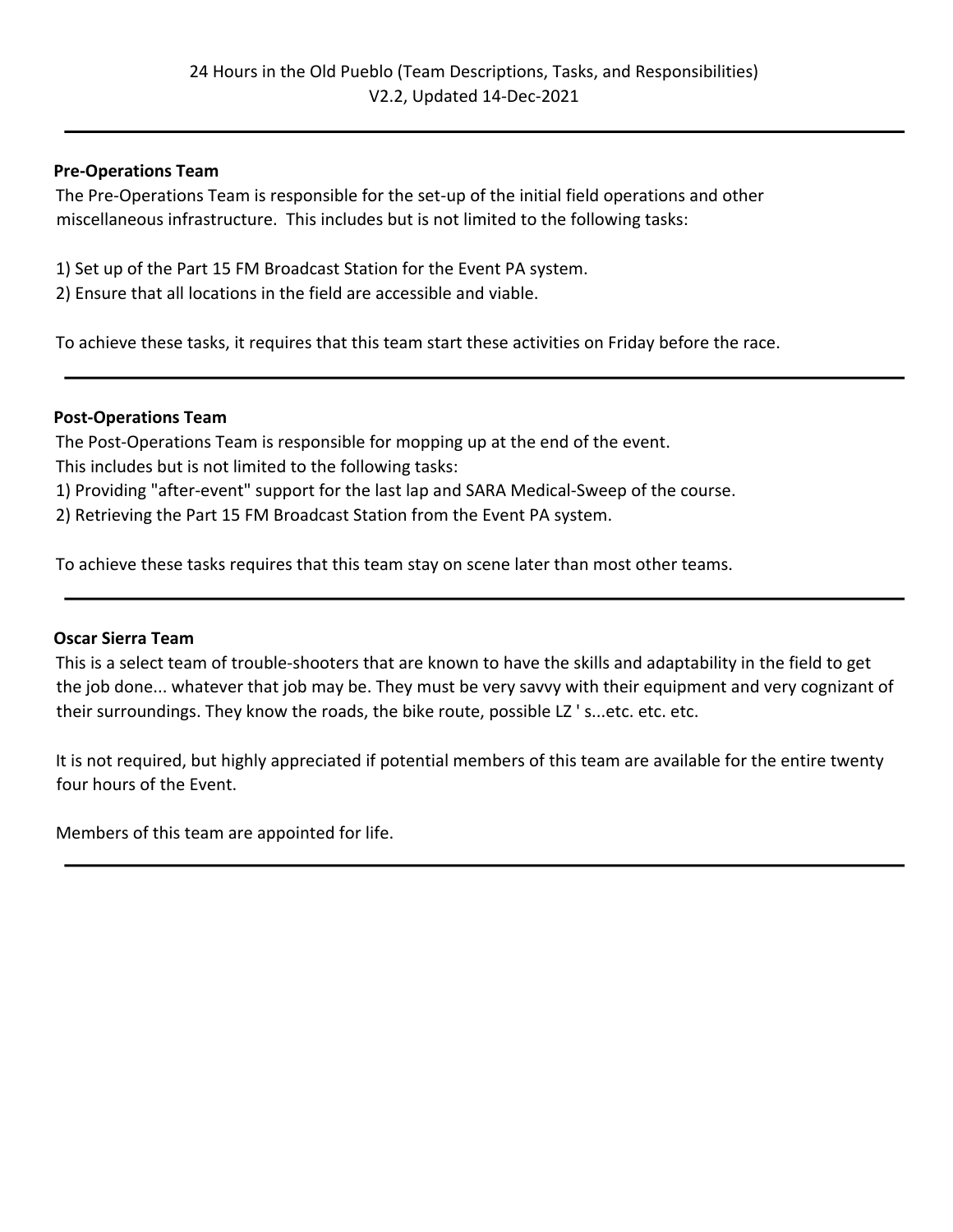# 24 Hours in the Old Pueblo (Team Descriptions, Tasks, and Responsibilities)

V2.2, Updated 14-Dec-2021

---

**Pre-Operations Team**

The Pre-Operations Team is responsible for the set-up of the initial field operations and other miscellaneous infrastructure. This includes but is not limited to the following tasks:

1) Set up of the Part 15 FM Broadcast Station for the Event PA system.
2) Ensure that all locations in the field are accessible and viable.

To achieve these tasks, it requires that this team start these activities on Friday before the race.

---

**Post-Operations Team**

The Post-Operations Team is responsible for mopping up at the end of the event.
This includes but is not limited to the following tasks:

1) Providing "after-event" support for the last lap and SARA Medical-Sweep of the course.
2) Retrieving the Part 15 FM Broadcast Station from the Event PA system.

To achieve these tasks requires that this team stay on scene later than most other teams.

---

**Oscar Sierra Team**

This is a select team of trouble-shooters that are known to have the skills and adaptability in the field to get the job done... whatever that job may be. They must be very savvy with their equipment and very cognizant of their surroundings. They know the roads, the bike route, possible LZ ' s...etc. etc. etc.

It is not required, but highly appreciated if potential members of this team are available for the entire twenty four hours of the Event.

Members of this team are appointed for life.

---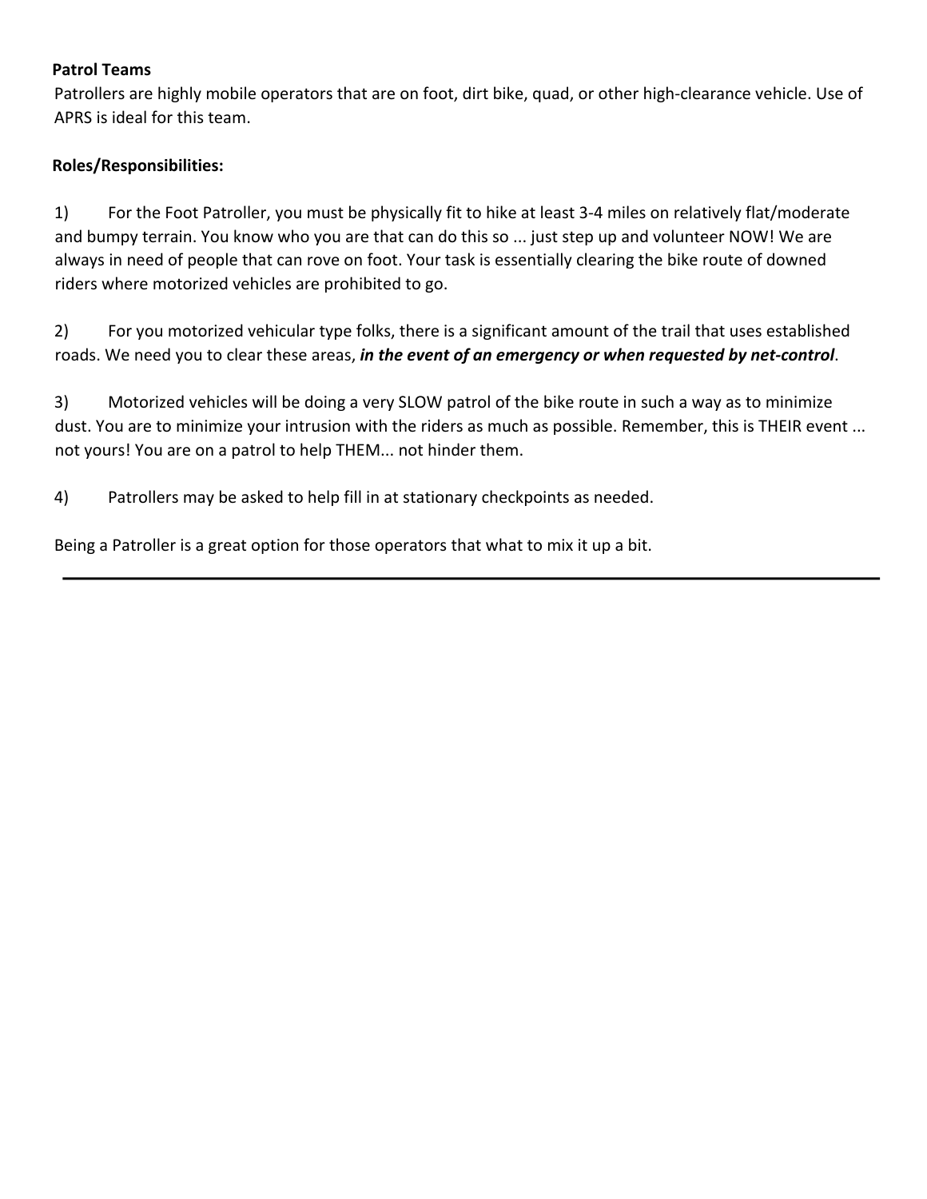**Patrol Teams**

Patrollers are highly mobile operators that are on foot, dirt bike, quad, or other high-clearance vehicle. Use of APRS is ideal for this team.

**Roles/Responsibilities:**

1) For the Foot Patroller, you must be physically fit to hike at least 3-4 miles on relatively flat/moderate and bumpy terrain. You know who you are that can do this so ... just step up and volunteer NOW! We are always in need of people that can rove on foot. Your task is essentially clearing the bike route of downed riders where motorized vehicles are prohibited to go.

2) For you motorized vehicular type folks, there is a significant amount of the trail that uses established roads. We need you to clear these areas, ***in the event of an emergency or when requested by net-control***.

3) Motorized vehicles will be doing a very SLOW patrol of the bike route in such a way as to minimize dust. You are to minimize your intrusion with the riders as much as possible. Remember, this is THEIR event ... not yours! You are on a patrol to help THEM... not hinder them.

4) Patrollers may be asked to help fill in at stationary checkpoints as needed.

Being a Patroller is a great option for those operators that what to mix it up a bit.

---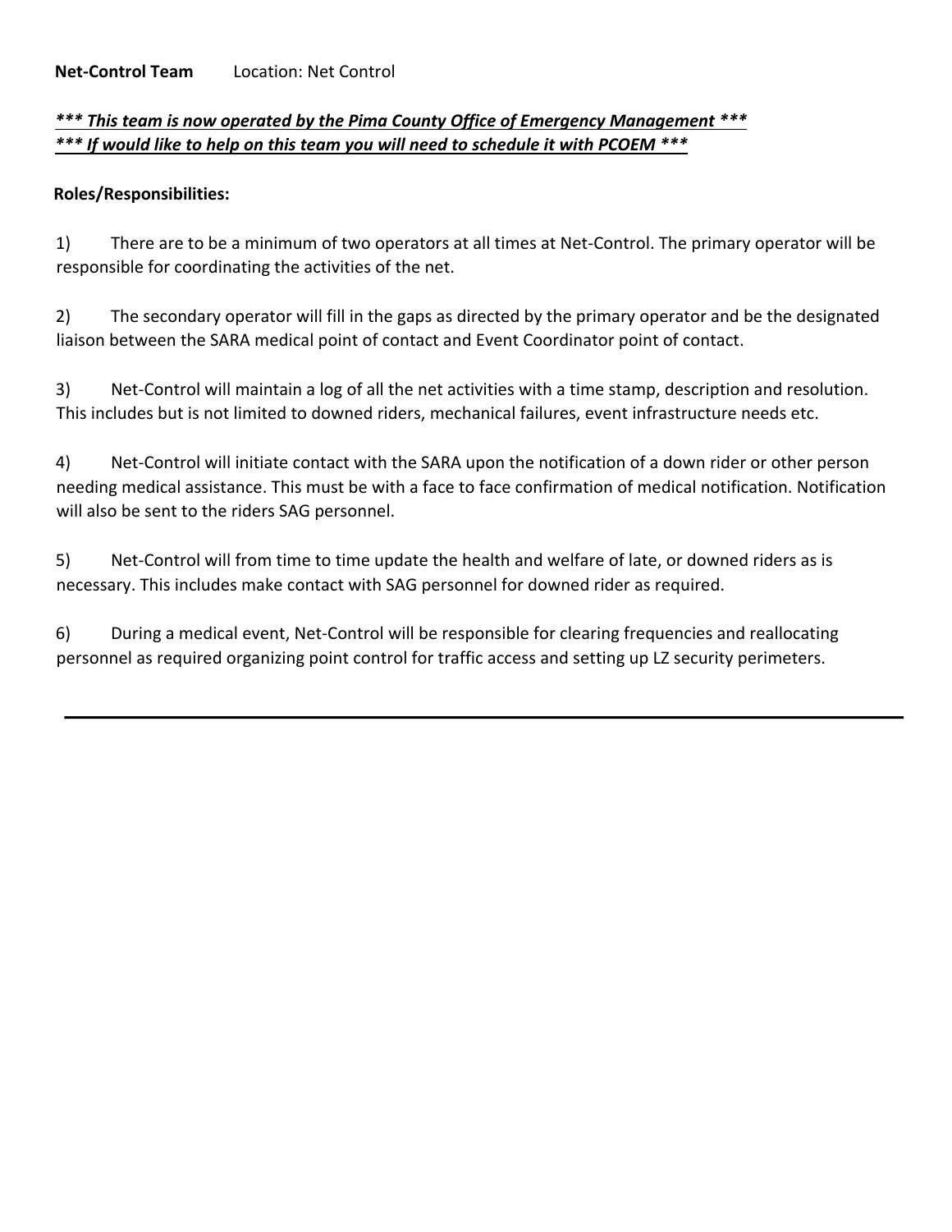**Net-Control Team** Location: Net Control

***\*\*\* This team is now operated by the Pima County Office of Emergency Management \*\*\****
***\*\*\* If would like to help on this team you will need to schedule it with PCOEM \*\*\****

**Roles/Responsibilities:**

1) There are to be a minimum of two operators at all times at Net-Control. The primary operator will be responsible for coordinating the activities of the net.

2) The secondary operator will fill in the gaps as directed by the primary operator and be the designated liaison between the SARA medical point of contact and Event Coordinator point of contact.

3) Net-Control will maintain a log of all the net activities with a time stamp, description and resolution. This includes but is not limited to downed riders, mechanical failures, event infrastructure needs etc.

4) Net-Control will initiate contact with the SARA upon the notification of a down rider or other person needing medical assistance. This must be with a face to face confirmation of medical notification. Notification will also be sent to the riders SAG personnel.

5) Net-Control will from time to time update the health and welfare of late, or downed riders as is necessary. This includes make contact with SAG personnel for downed rider as required.

6) During a medical event, Net-Control will be responsible for clearing frequencies and reallocating personnel as required organizing point control for traffic access and setting up LZ security perimeters.

---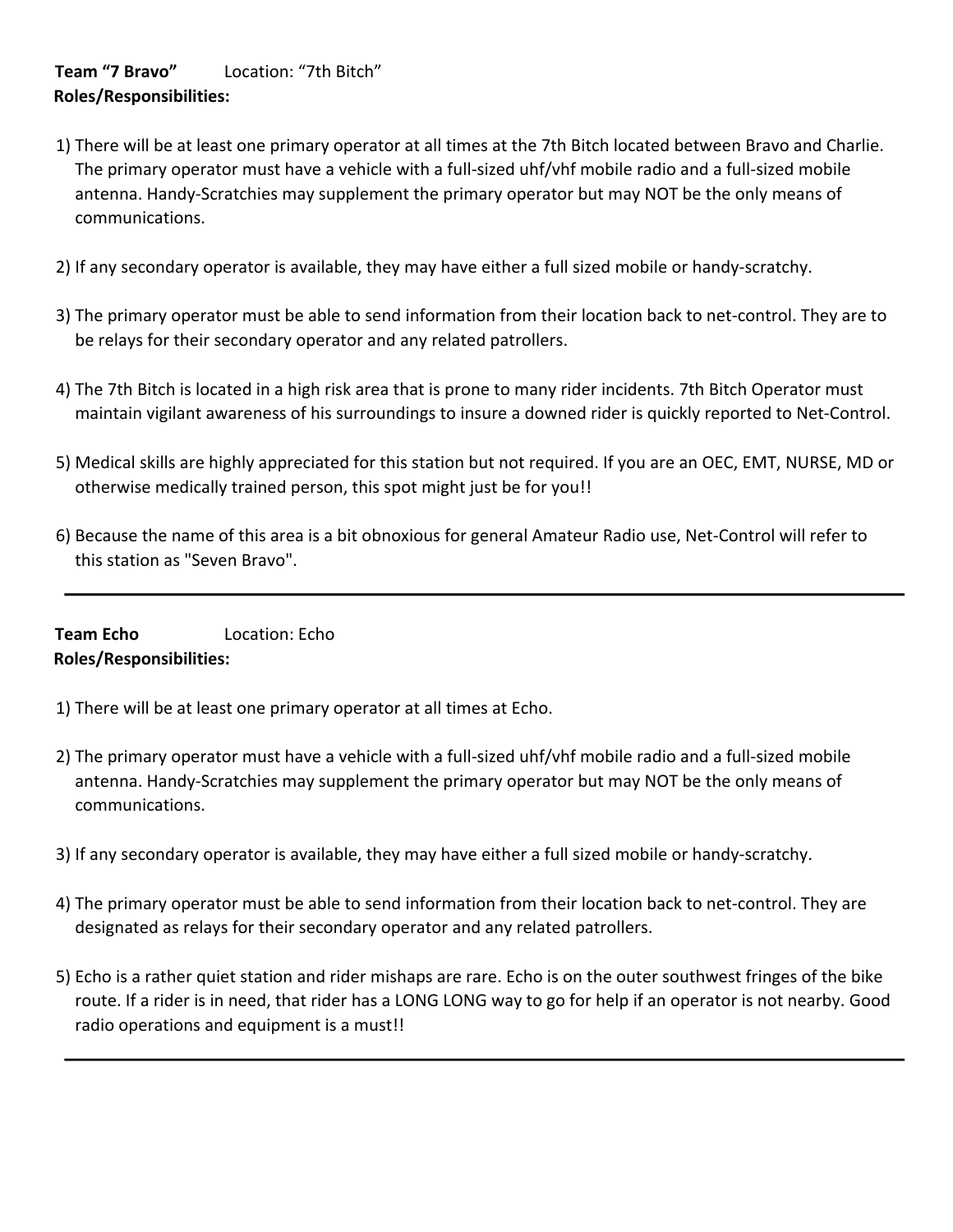**Team "7 Bravo"** Location: "7th Bitch"
**Roles/Responsibilities:**

1) There will be at least one primary operator at all times at the 7th Bitch located between Bravo and Charlie. The primary operator must have a vehicle with a full-sized uhf/vhf mobile radio and a full-sized mobile antenna. Handy-Scratchies may supplement the primary operator but may NOT be the only means of communications.

2) If any secondary operator is available, they may have either a full sized mobile or handy-scratchy.

3) The primary operator must be able to send information from their location back to net-control. They are to be relays for their secondary operator and any related patrollers.

4) The 7th Bitch is located in a high risk area that is prone to many rider incidents. 7th Bitch Operator must maintain vigilant awareness of his surroundings to insure a downed rider is quickly reported to Net-Control.

5) Medical skills are highly appreciated for this station but not required. If you are an OEC, EMT, NURSE, MD or otherwise medically trained person, this spot might just be for you!!

6) Because the name of this area is a bit obnoxious for general Amateur Radio use, Net-Control will refer to this station as "Seven Bravo".

---

**Team Echo** Location: Echo
**Roles/Responsibilities:**

1) There will be at least one primary operator at all times at Echo.

2) The primary operator must have a vehicle with a full-sized uhf/vhf mobile radio and a full-sized mobile antenna. Handy-Scratchies may supplement the primary operator but may NOT be the only means of communications.

3) If any secondary operator is available, they may have either a full sized mobile or handy-scratchy.

4) The primary operator must be able to send information from their location back to net-control. They are designated as relays for their secondary operator and any related patrollers.

5) Echo is a rather quiet station and rider mishaps are rare. Echo is on the outer southwest fringes of the bike route. If a rider is in need, that rider has a LONG LONG way to go for help if an operator is not nearby. Good radio operations and equipment is a must!!

---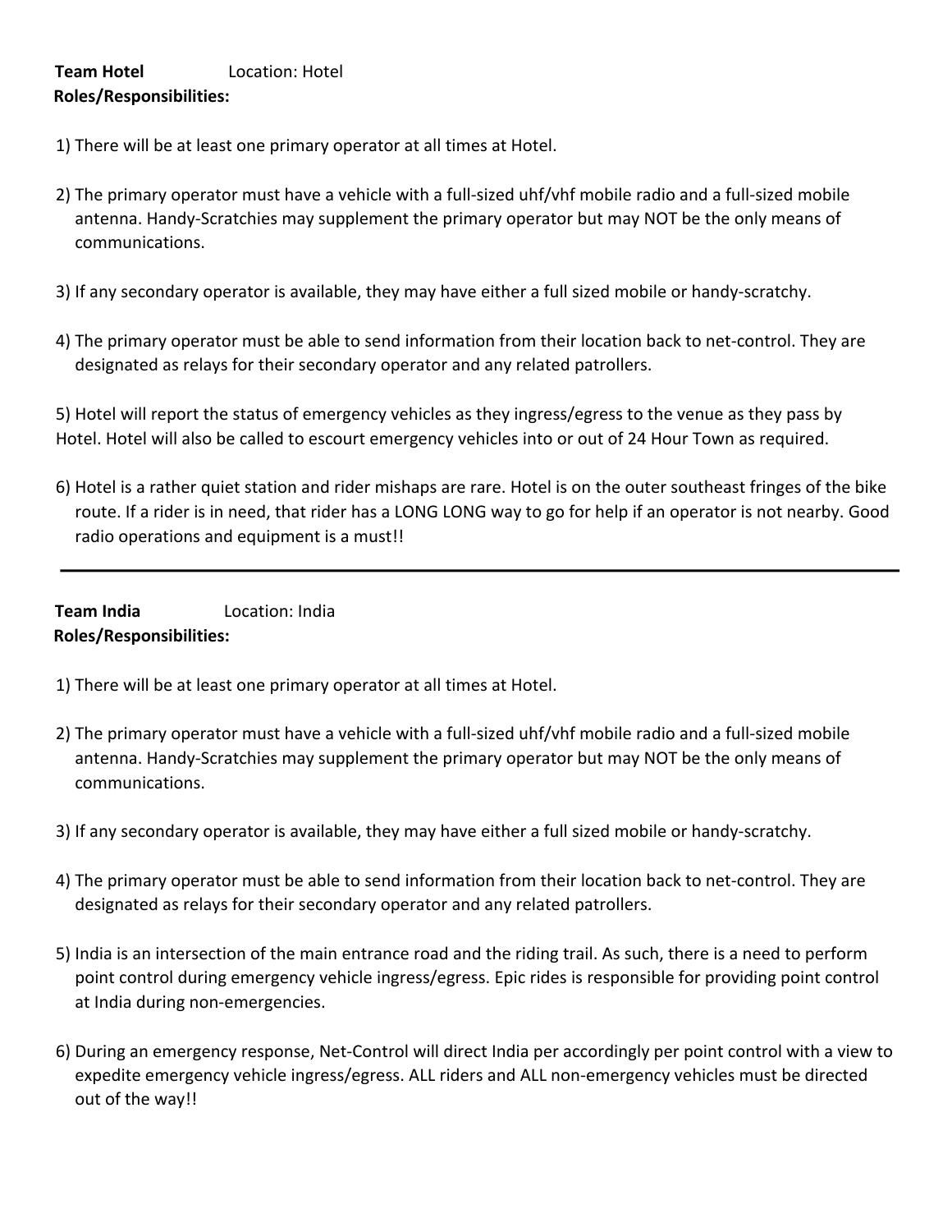**Team Hotel** Location: Hotel
**Roles/Responsibilities:**

1) There will be at least one primary operator at all times at Hotel.

2) The primary operator must have a vehicle with a full-sized uhf/vhf mobile radio and a full-sized mobile antenna. Handy-Scratchies may supplement the primary operator but may NOT be the only means of communications.

3) If any secondary operator is available, they may have either a full sized mobile or handy-scratchy.

4) The primary operator must be able to send information from their location back to net-control. They are designated as relays for their secondary operator and any related patrollers.

5) Hotel will report the status of emergency vehicles as they ingress/egress to the venue as they pass by Hotel. Hotel will also be called to escort emergency vehicles into or out of 24 Hour Town as required.

6) Hotel is a rather quiet station and rider mishaps are rare. Hotel is on the outer southeast fringes of the bike route. If a rider is in need, that rider has a LONG LONG way to go for help if an operator is not nearby. Good radio operations and equipment is a must!!

---

**Team India** Location: India
**Roles/Responsibilities:**

1) There will be at least one primary operator at all times at Hotel.

2) The primary operator must have a vehicle with a full-sized uhf/vhf mobile radio and a full-sized mobile antenna. Handy-Scratchies may supplement the primary operator but may NOT be the only means of communications.

3) If any secondary operator is available, they may have either a full sized mobile or handy-scratchy.

4) The primary operator must be able to send information from their location back to net-control. They are designated as relays for their secondary operator and any related patrollers.

5) India is an intersection of the main entrance road and the riding trail. As such, there is a need to perform point control during emergency vehicle ingress/egress. Epic rides is responsible for providing point control at India during non-emergencies.

6) During an emergency response, Net-Control will direct India per accordingly per point control with a view to expedite emergency vehicle ingress/egress. ALL riders and ALL non-emergency vehicles must be directed out of the way!!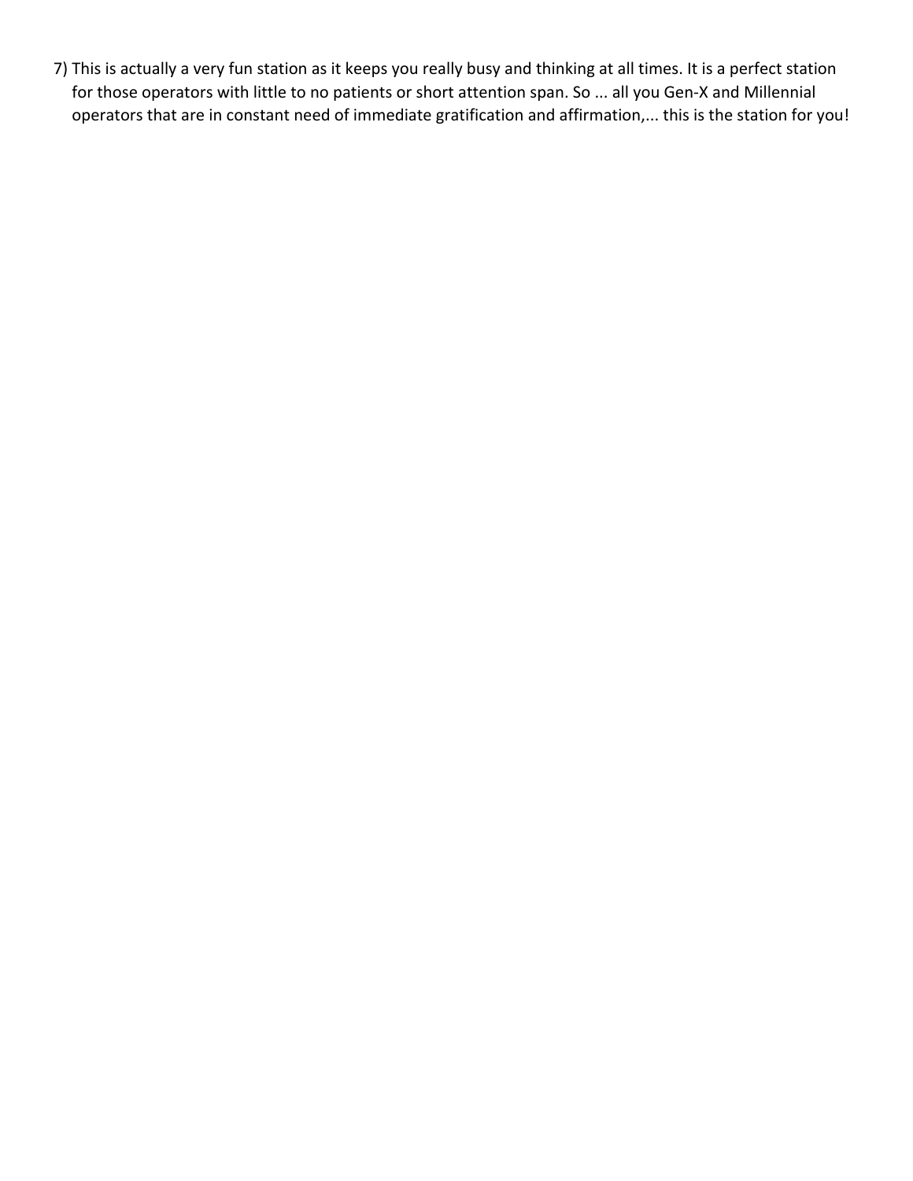7) This is actually a very fun station as it keeps you really busy and thinking at all times. It is a perfect station for those operators with little to no patients or short attention span. So ... all you Gen-X and Millennial operators that are in constant need of immediate gratification and affirmation,... this is the station for you!